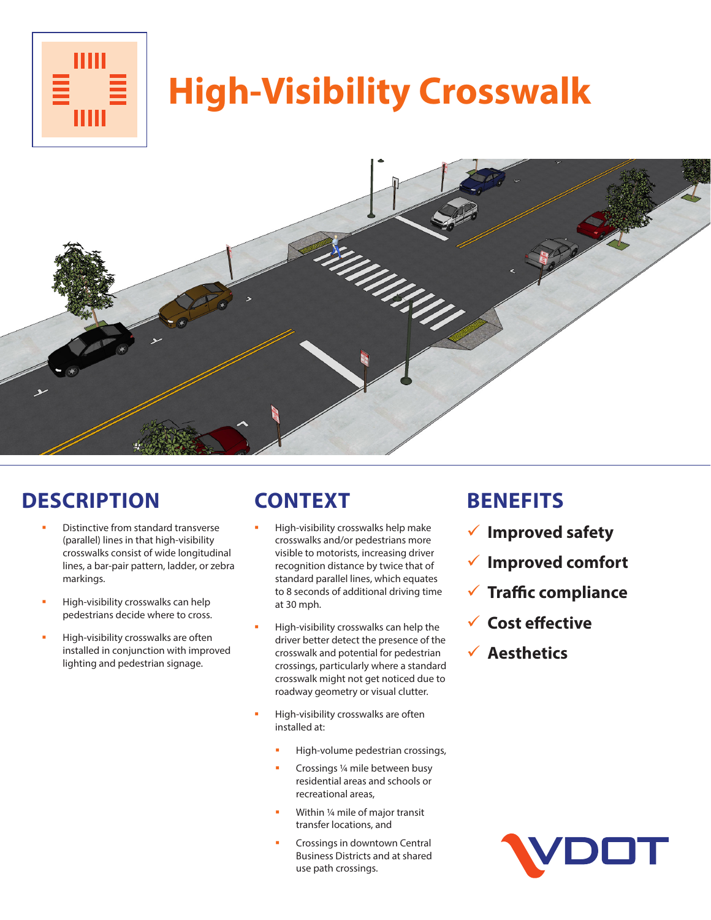# High-Visibility Crosswalk

## DESCRIPTION

- Distinctive from standard transverse (parallel) lines in that high-visibility crosswalks consist of wide longitudinal lines, a bar-pair pattern, ladder, or zebra markings.
- High-visibility crosswalks can help pedestrians decide where to cross.
- High-visibility crosswalks are often installed in conjunction with improved lighting and pedestrian signage.

## CONTEXT

- High-visibility crosswalks help make crosswalks and/or pedestrians more visible to motorists, increasing driver recognition distance by twice that of standard parallel lines, which equates to 8 seconds of additional driving time at 30 mph.
- High-visibility crosswalks can help the driver better detect the presence of the crosswalk and potential for pedestrian crossings, particularly where a standard crosswalk might not get noticed due to roadway geometry or visual clutter.
- High-visibility crosswalks are often installed at:
  - High-volume pedestrian crossings,
  - Crossings ¼ mile between busy residential areas and schools or recreational areas,
  - Within ¼ mile of major transit transfer locations, and
  - Crossings in downtown Central Business Districts and at shared use path crossings.

## BENEFITS

- ✓ **Improved safety**
- ✓ **Improved comfort**
- ✓ **Traffic compliance**
- ✓ **Cost effective**
- ✓ **Aesthetics**

VDOT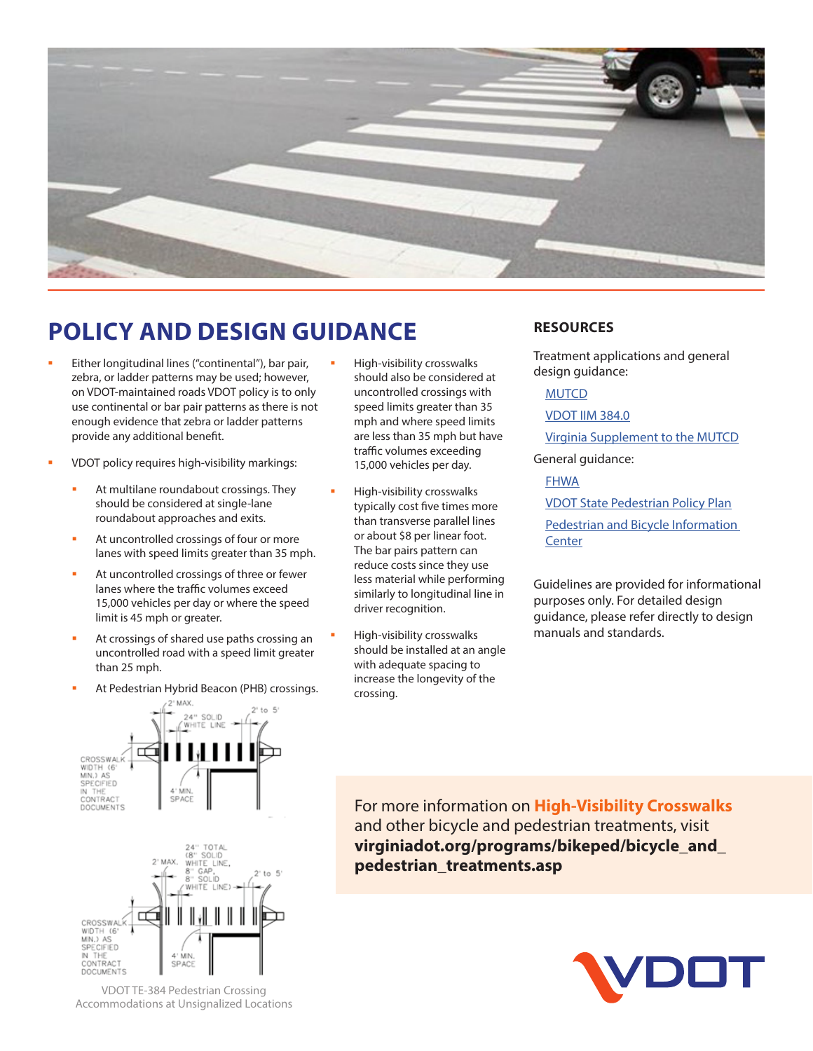## POLICY AND DESIGN GUIDANCE

- Either longitudinal lines ("continental"), bar pair, zebra, or ladder patterns may be used; however, on VDOT-maintained roads VDOT policy is to only use continental or bar pair patterns as there is not enough evidence that zebra or ladder patterns provide any additional benefit.
- VDOT policy requires high-visibility markings:
  - At multilane roundabout crossings. They should be considered at single-lane roundabout approaches and exits.
  - At uncontrolled crossings of four or more lanes with speed limits greater than 35 mph.
  - At uncontrolled crossings of three or fewer lanes where the traffic volumes exceed 15,000 vehicles per day or where the speed limit is 45 mph or greater.
  - At crossings of shared use paths crossing an uncontrolled road with a speed limit greater than 25 mph.
  - At Pedestrian Hybrid Beacon (PHB) crossings.
- High-visibility crosswalks should also be considered at uncontrolled crossings with speed limits greater than 35 mph and where speed limits are less than 35 mph but have traffic volumes exceeding 15,000 vehicles per day.
- High-visibility crosswalks typically cost five times more than transverse parallel lines or about $8 per linear foot. The bar pairs pattern can reduce costs since they use less material while performing similarly to longitudinal line in driver recognition.
- High-visibility crosswalks should be installed at an angle with adequate spacing to increase the longevity of the crossing.

2' MAX.
24" SOLID WHITE LINE
2' to 5'
CROSSWALK WIDTH (6' MIN.) AS SPECIFIED IN THE CONTRACT DOCUMENTS
4' MIN. SPACE

24" TOTAL (8" SOLID WHITE LINE, 8" GAP, 8" SOLID WHITE LINE)
2' MAX.
2' to 5'
CROSSWALK WIDTH (6' MIN.) AS SPECIFIED IN THE CONTRACT DOCUMENTS
4' MIN. SPACE

VDOT TE-384 Pedestrian Crossing Accommodations at Unsignalized Locations

### RESOURCES

Treatment applications and general design guidance:

- MUTCD
- VDOT IIM 384.0
- Virginia Supplement to the MUTCD

General guidance:

- FHWA
- VDOT State Pedestrian Policy Plan
- Pedestrian and Bicycle Information Center

Guidelines are provided for informational purposes only. For detailed design guidance, please refer directly to design manuals and standards.

For more information on **High-Visibility Crosswalks** and other bicycle and pedestrian treatments, visit **virginiadot.org/programs/bikeped/bicycle_and_pedestrian_treatments.asp**

VDOT